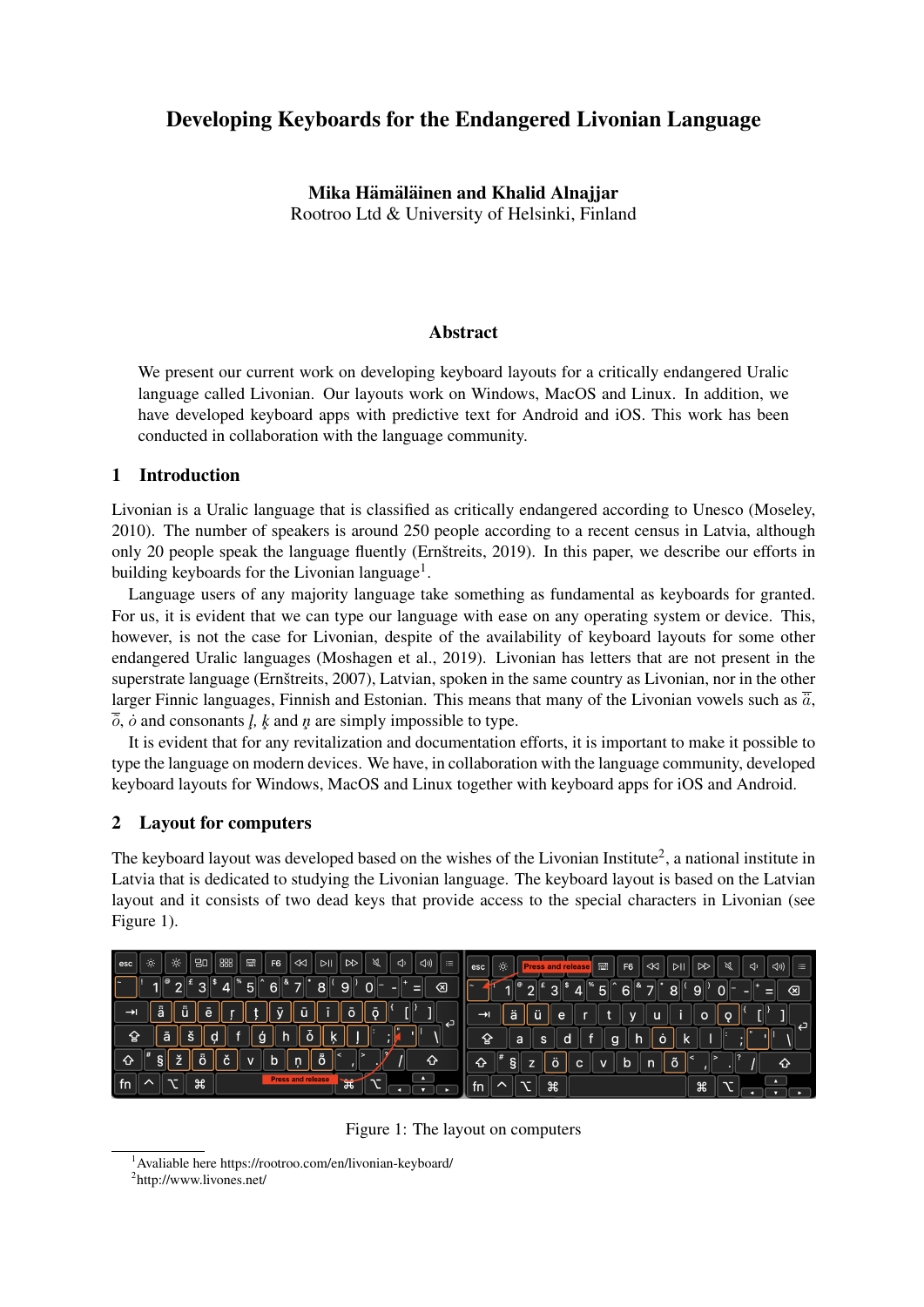# Developing Keyboards for the Endangered Livonian Language

**Mika Hämäläinen and Khalid Alnajjar**
Rootroo Ltd & University of Helsinki, Finland

## Abstract

We present our current work on developing keyboard layouts for a critically endangered Uralic language called Livonian. Our layouts work on Windows, MacOS and Linux. In addition, we have developed keyboard apps with predictive text for Android and iOS. This work has been conducted in collaboration with the language community.

## 1 Introduction

Livonian is a Uralic language that is classified as critically endangered according to Unesco (Moseley, 2010). The number of speakers is around 250 people according to a recent census in Latvia, although only 20 people speak the language fluently (Ernštreits, 2019). In this paper, we describe our efforts in building keyboards for the Livonian language[1].

Language users of any majority language take something as fundamental as keyboards for granted. For us, it is evident that we can type our language with ease on any operating system or device. This, however, is not the case for Livonian, despite of the availability of keyboard layouts for some other endangered Uralic languages (Moshagen et al., 2019). Livonian has letters that are not present in the superstrate language (Ernštreits, 2007), Latvian, spoken in the same country as Livonian, nor in the other larger Finnic languages, Finnish and Estonian. This means that many of the Livonian vowels such as *ǟ*, *ȭ*, *ȯ* and consonants *ļ*, *ķ* and *ņ* are simply impossible to type.

It is evident that for any revitalization and documentation efforts, it is important to make it possible to type the language on modern devices. We have, in collaboration with the language community, developed keyboard layouts for Windows, MacOS and Linux together with keyboard apps for iOS and Android.

## 2 Layout for computers

The keyboard layout was developed based on the wishes of the Livonian Institute[2], a national institute in Latvia that is dedicated to studying the Livonian language. The keyboard layout is based on the Latvian layout and it consists of two dead keys that provide access to the special characters in Livonian (see Figure 1).

Figure 1: The layout on computers

[1] Avaliable here https://rootroo.com/en/livonian-keyboard/

[2] http://www.livones.net/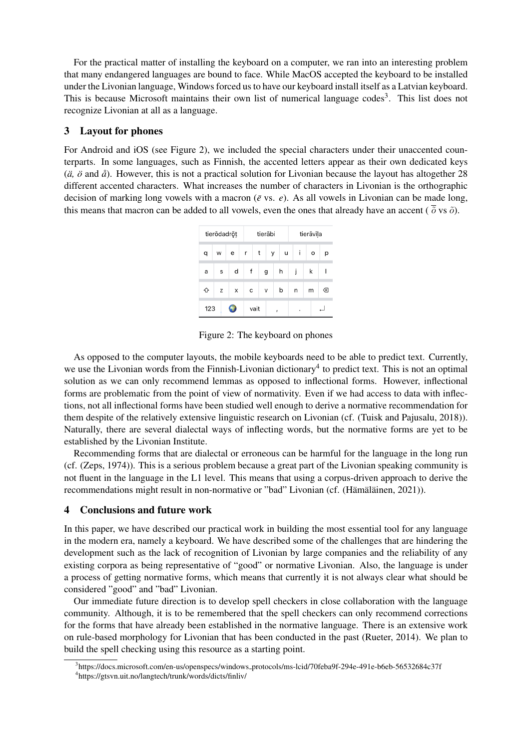For the practical matter of installing the keyboard on a computer, we ran into an interesting problem that many endangered languages are bound to face. While MacOS accepted the keyboard to be installed under the Livonian language, Windows forced us to have our keyboard install itself as a Latvian keyboard. This is because Microsoft maintains their own list of numerical language codes[3]. This list does not recognize Livonian at all as a language.

## 3 Layout for phones

For Android and iOS (see Figure 2), we included the special characters under their unaccented counterparts. In some languages, such as Finnish, the accented letters appear as their own dedicated keys (*ä, ö* and *å*). However, this is not a practical solution for Livonian because the layout has altogether 28 different accented characters. What increases the number of characters in Livonian is the orthographic decision of marking long vowels with a macron (*ē* vs. *e*). As all vowels in Livonian can be made long, this means that macron can be added to all vowels, even the ones that already have an accent ( *ȭ* vs *õ*).

Figure 2: The keyboard on phones

As opposed to the computer layouts, the mobile keyboards need to be able to predict text. Currently, we use the Livonian words from the Finnish-Livonian dictionary[4] to predict text. This is not an optimal solution as we can only recommend lemmas as opposed to inflectional forms. However, inflectional forms are problematic from the point of view of normativity. Even if we had access to data with inflections, not all inflectional forms have been studied well enough to derive a normative recommendation for them despite of the relatively extensive linguistic research on Livonian (cf. (Tuisk and Pajusalu, 2018)). Naturally, there are several dialectal ways of inflecting words, but the normative forms are yet to be established by the Livonian Institute.

Recommending forms that are dialectal or erroneous can be harmful for the language in the long run (cf. (Zeps, 1974)). This is a serious problem because a great part of the Livonian speaking community is not fluent in the language in the L1 level. This means that using a corpus-driven approach to derive the recommendations might result in non-normative or "bad" Livonian (cf. (Hämäläinen, 2021)).

## 4 Conclusions and future work

In this paper, we have described our practical work in building the most essential tool for any language in the modern era, namely a keyboard. We have described some of the challenges that are hindering the development such as the lack of recognition of Livonian by large companies and the reliability of any existing corpora as being representative of "good" or normative Livonian. Also, the language is under a process of getting normative forms, which means that currently it is not always clear what should be considered "good" and "bad" Livonian.

Our immediate future direction is to develop spell checkers in close collaboration with the language community. Although, it is to be remembered that the spell checkers can only recommend corrections for the forms that have already been established in the normative language. There is an extensive work on rule-based morphology for Livonian that has been conducted in the past (Rueter, 2014). We plan to build the spell checking using this resource as a starting point.

[3]https://docs.microsoft.com/en-us/openspecs/windows_protocols/ms-lcid/70feba9f-294e-491e-b6eb-56532684c37f

[4]https://gtsvn.uit.no/langtech/trunk/words/dicts/finliv/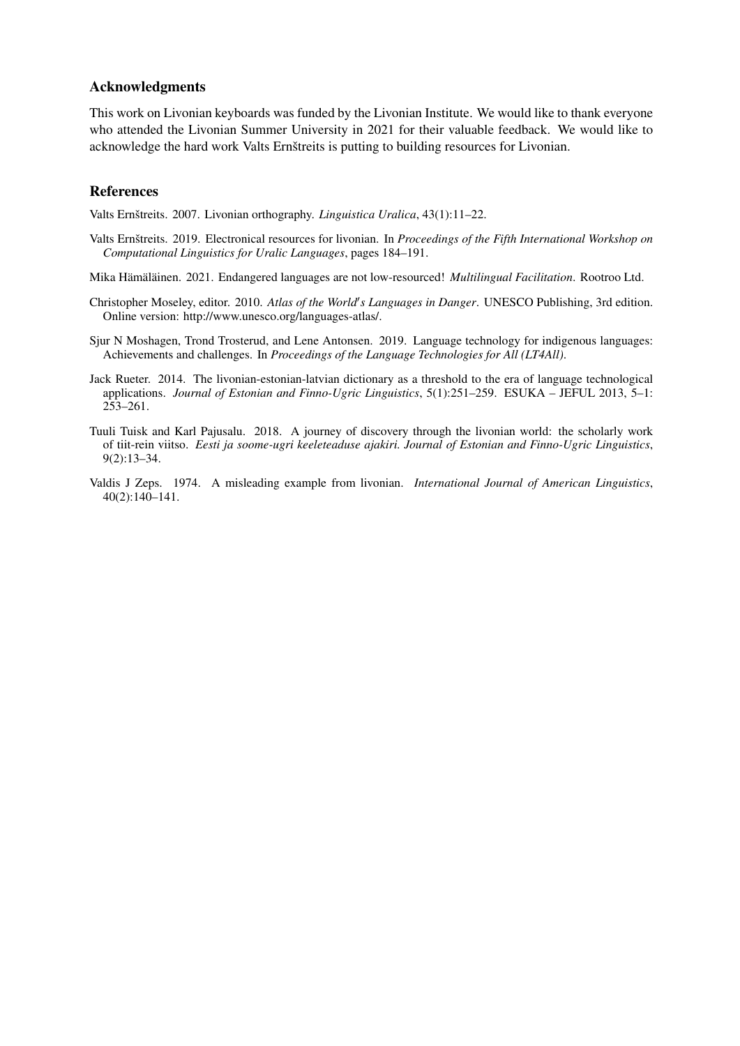## Acknowledgments

This work on Livonian keyboards was funded by the Livonian Institute. We would like to thank everyone who attended the Livonian Summer University in 2021 for their valuable feedback. We would like to acknowledge the hard work Valts Ernštreits is putting to building resources for Livonian.

## References

Valts Ernštreits. 2007. Livonian orthography. *Linguistica Uralica*, 43(1):11–22.

Valts Ernštreits. 2019. Electronical resources for livonian. In *Proceedings of the Fifth International Workshop on Computational Linguistics for Uralic Languages*, pages 184–191.

Mika Hämäläinen. 2021. Endangered languages are not low-resourced! *Multilingual Facilitation*. Rootroo Ltd.

Christopher Moseley, editor. 2010. *Atlas of the World′s Languages in Danger*. UNESCO Publishing, 3rd edition. Online version: http://www.unesco.org/languages-atlas/.

Sjur N Moshagen, Trond Trosterud, and Lene Antonsen. 2019. Language technology for indigenous languages: Achievements and challenges. In *Proceedings of the Language Technologies for All (LT4All)*.

Jack Rueter. 2014. The livonian-estonian-latvian dictionary as a threshold to the era of language technological applications. *Journal of Estonian and Finno-Ugric Linguistics*, 5(1):251–259. ESUKA – JEFUL 2013, 5–1: 253–261.

Tuuli Tuisk and Karl Pajusalu. 2018. A journey of discovery through the livonian world: the scholarly work of tiit-rein viitso. *Eesti ja soome-ugri keeleteaduse ajakiri. Journal of Estonian and Finno-Ugric Linguistics*, 9(2):13–34.

Valdis J Zeps. 1974. A misleading example from livonian. *International Journal of American Linguistics*, 40(2):140–141.